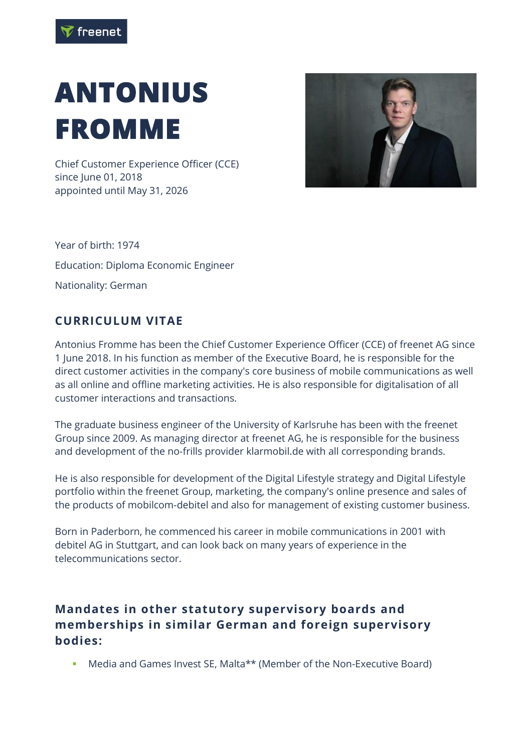# ANTONIUS FROMME

Chief Customer Experience Officer (CCE)
since June 01, 2018
appointed until May 31, 2026

Year of birth: 1974

Education: Diploma Economic Engineer

Nationality: German

## CURRICULUM VITAE

Antonius Fromme has been the Chief Customer Experience Officer (CCE) of freenet AG since 1 June 2018. In his function as member of the Executive Board, he is responsible for the direct customer activities in the company's core business of mobile communications as well as all online and offline marketing activities. He is also responsible for digitalisation of all customer interactions and transactions.

The graduate business engineer of the University of Karlsruhe has been with the freenet Group since 2009. As managing director at freenet AG, he is responsible for the business and development of the no-frills provider klarmobil.de with all corresponding brands.

He is also responsible for development of the Digital Lifestyle strategy and Digital Lifestyle portfolio within the freenet Group, marketing, the company's online presence and sales of the products of mobilcom-debitel and also for management of existing customer business.

Born in Paderborn, he commenced his career in mobile communications in 2001 with debitel AG in Stuttgart, and can look back on many years of experience in the telecommunications sector.

## Mandates in other statutory supervisory boards and memberships in similar German and foreign supervisory bodies:

- Media and Games Invest SE, Malta** (Member of the Non-Executive Board)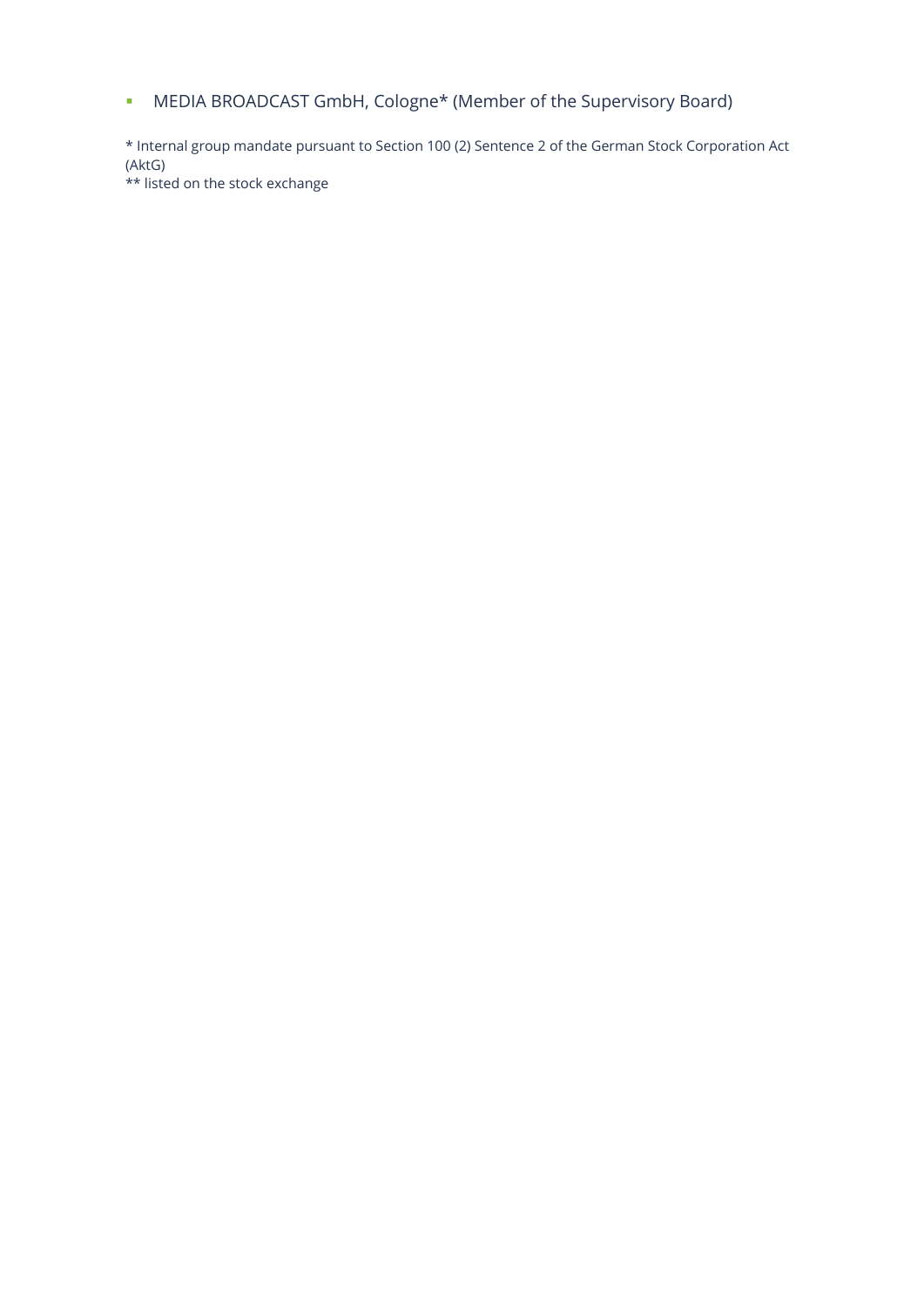- MEDIA BROADCAST GmbH, Cologne* (Member of the Supervisory Board)

* Internal group mandate pursuant to Section 100 (2) Sentence 2 of the German Stock Corporation Act (AktG)
** listed on the stock exchange